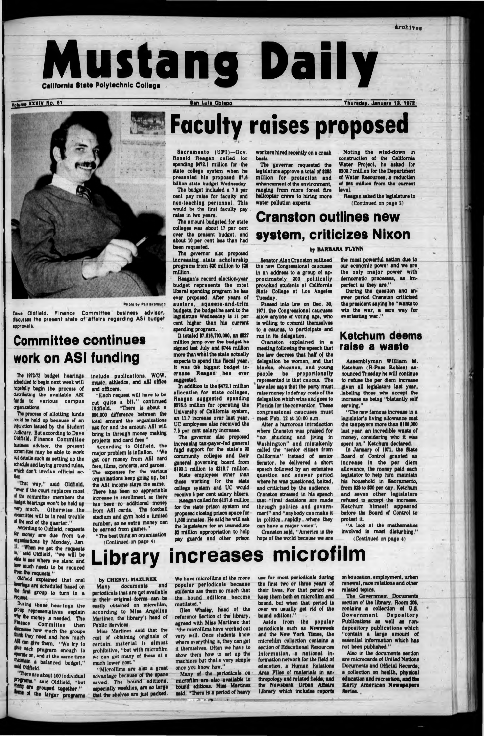Archives

# Mustang Daily

**California State Polytechnic College**

Volume XXXIV No. 61 — San Luis Obispo — Thursday, January 13, 1972

Photo by Phil Bromund

Dave Oldfield, Finance Committee business advisor, discusses the present state of affairs regarding ASI budget approvals.

## Committee continues work on ASI funding

The 1972-73 budget hearings scheduled to begin next week will hopefully begin the process of distributing the available ASI funds to various campus organizations.

The process of allotting funds could be held up because of an injunction issued by the Student Judiciary. But according to Dave Oldfield, Finance Committee business advisor, the present committee may be able to work out details such as setting up the schedule and laying ground rules, which don't involve official action.

"That way," said Oldfield, "even if the court replaces most of the committee members the budget hearings won't be held up very much. Otherwise the committee will be in real trouble at the end of the quarter."

According to Oldfield, requests for money are due from the organizations by Monday, Jan. 17. "When we get the requests in," said Oldfield, "we will be able to see where we stand and how much needs to be reduced from the requests."

Oldfield explained that oral hearings are scheduled based on the first group to turn in a request.

During these hearings the group representatives explain why the money is needed. The Finance Committee then discusses how much the groups think they need and how much ASI can give them. "We try to give each program enough to operate on, and at the same time maintain a balanced budget," said Oldfield.

"There are about 100 individual programs," said Oldfield, "but many are grouped together." Some of the larger programs include publications, WOW, music, athletics, and ASI office and officers.

"Each request will have to be cut quite a bit," continued Oldfield. "There is about a $90,000 difference between the total amount the organizations ask for and the amount ASI will bring in through money making projects and card fees."

According to Oldfield, the major problem is inflation. "We get our money from ASI card fees, films, concerts, and games. The expenses for the various organizations keep going up, but the ASI income stays the same. There has been no appreciable increase in enrollment, so there has been no additional money from ASI cards. The football stadium and gym hold a limited number, so no extra money can be earned from games."

"The best thing an organization

(Continued on page 4)

# Faculty raises proposed

Sacramento (UPI)—Gov. Ronald Reagan called for spending $472.1 million for the state college system when he presented his proposed $7.6 billion state budget Wednesday.

The budget included a 7.5 per cent pay raise for faculty and non-teaching personnel. This would be the first faculty pay raise in two years.

The amount budgeted for state colleges was about 17 per cent over the present budget, and about 10 per cent less than had been requested.

The governor also proposed increasing state scholarship programs from $20 million to $28 million.

Reagan's record election-year budget represents the most liberal spending program he has ever proposed. After years of austere, squeeze-and-trim budgets, the budget he sent to the legislature Wednesday is 11 per cent higher than his current spending program.

It totaled $7,616,700,000, an $827 million jump over the budget he signed last July and $744 million more than what the state actually expects to spend this fiscal year. It was the biggest budget increase Reagan has ever suggested.

In addition to the $472.1 million allocation for state colleges, Reagan suggested spending $378.5 million for operating the University of California system, an 11.7 increase over last year. UC employees also received the 7.5 per cent salary increase.

The governor also proposed increasing tax-payer-fed general fund support for the state's 93 community colleges and their general governing board from $193.1 million to $218.7 million.

State employees other than those working for the state college system and UC would receive 5 per cent salary hikes.

Reagan called for $127.8 million for the state prison system and proposed closing prison space for 1,558 inmates. He said he will ask the legislature for an immediate $2 million appropriation to help pay guards and other prison workers hired recently on a crash basis.

The governor requested the legislature approve a total of $285 million for protection and enhancement of the environment, ranging from more forest fire helicopter crews to hiring more water pollution experts.

Noting the wind-down in construction of the California Water Project, he asked for $203.7 million for the Department of Water Resources, a reduction of $64 million from the current level.

Reagan asked the legislature to

(Continued on page 2)

## Cranston outlines new system, criticizes Nixon

by BARBARA FLYNN

Senator Alan Cranston outlined the new Congressional caucuses in an address to a group of approximately 200 politically provoked students at California State College at Los Angeles Tuesday.

Passed into law on Dec. 30, 1971, the Congressional caucuses allow anyone of voting age, who is willing to commit themselves to a caucus, to participate and run in its delegation.

Cranston explained in a meeting following the speech that the law decrees that half of the delegation be women, and that blacks, chicanos, and young people be proportionally represented in that caucus. The law also says that the party must raise money to defray costs of the delegation which wins and goes to Florida for the convention. These congressional caucuses must meet Feb. 12 at 10:00 a.m.

After a humorous introduction where Cranston was praised for "not shucking and jiving in Washington" and mistakenly called the "senior citizen from California" instead of senior Senator, he delivered a short speech followed by an extensive question and answer period where he was questioned, baited, and criticized by the audience. Cranston stressed in his speech that "final decisions are made through politics and government" and "anybody can make it in politics...rapidly...where they can have a major voice".

Cranston said, "America is the hope of the world because we are the most powerful nation due to our economic power and we are the only major power with democratic processes, as imperfect as they are."

During the question and answer period Cranston criticized the president saying he "wants to win the war, a sure way for everlasting war."

## Ketchum deems raise a waste

Assemblyman William M. Ketchum (R-Paso Robles) announced Tuesday he will continue to refuse the per diem increase given all legislators last year, labeling those who accept the increase as being "blatantly self serving."

"The now famous increase in a legislator's living allowance cost the taxpayers more than $166,000 last year, an incredible waste of money, considering who it was spent on," Ketchum declared.

In January of 1971, the State Board of Control granted an increase in the per diem allowance, the money paid each legislator to help him maintain his household in Sacramento, from $25 to $30 per day. Ketchum and seven other legislators refused to accept the increase. Ketchum himself appeared before the Board of Control to protest it.

"A look at the mathematics involved is most disturbing,"

(Continued on page 4)

# Library increases microfilm

by CHERYL MAZUREK

Many documents and periodicals that are not available in their original forms can be easily obtained on microfilm, according to Miss Angelina Martinez, the library's head of Public Services.

Miss Martinez said that the cost of obtaining originals of certain material is almost prohibitive, "but with microfilm we can get many of these at a much lower cost."

"Microfilms are also a great advantage because of the space saved. The bound editions, especially weeklies, are so large that the shelves are just packed. We have microfilms of the more popular periodicals because students use them so much that the bound editions become mutilated."

Glen Whaley, head of the reference Section of the library, agreed with Miss Martinez that "the microfilms have worked out very well. Once students know where everything is, they can get it themselves. Often we have to show them how to set up the machines but that's very simple once you know how."

Many of the periodicals on microfilm are also available in bound editions. Miss Martinez said, "There is a period of heavy use for most periodicals during the first two or three years of their lives. For that period we keep them both on microfilm and bound, but when that period is over we usually get rid of the bound editions."

Aside from the popular periodicals such as Newsweek and the New York Times, the microfilm collection contains a section of Educational Resources Information, a national information network for the field of education, a Human Relations Area Files of materials in anthropology and related fields, and the Newsbank Urban Affairs Library which includes reports on education, employment, urban renewal, race relations and other related topics.

The Government Documents section of the library, Room 206, contains a collection of U.S. Government Depository Publications as well as non-depository publications which "contain a large amount of essential information which has not been published."

Also in the documents section are microcards of United Nations Documents and Official Records, a collection on health, physical education and recreation, and the Early American Newspapers Series.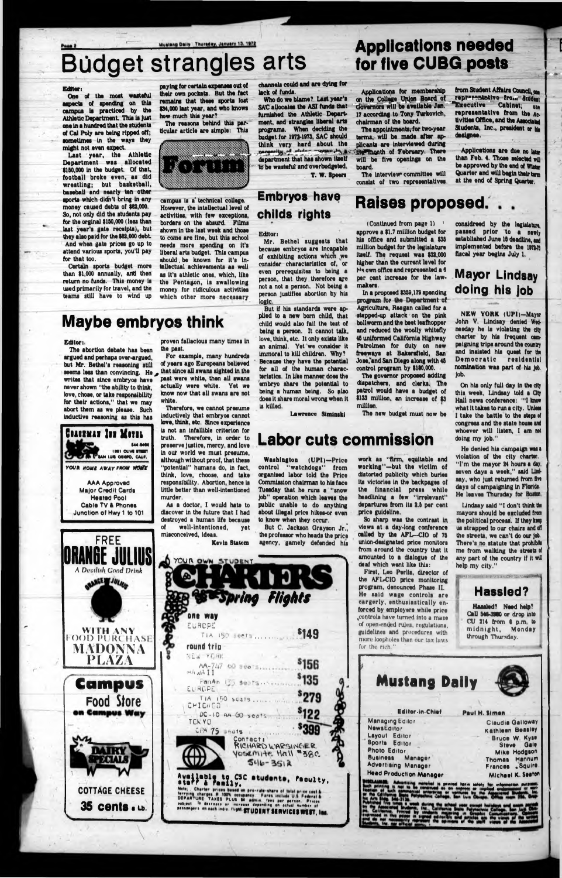# Budget strangles arts

Editor:

One of the most wasteful aspects of spending on this campus is practiced by the Athletic Department. This is just one in a hundred that the students of Cal Poly are being ripped off; sometimes in the ways they might not even expect.

Last year, the Athletic Department was allocated $150,000 in the budget. Of that, football broke even, as did wrestling; but basketball, baseball and nearly ten other sports which didn't bring in any money caused debts of $82,000. So, not only did the students pay for the orginal $150,000 (less than last year's gate receipts), but they also paid for the $82,000 debt. And when gate prices go up to attend various sports, you'll pay for that too.

Certain sports budget more than $1,000 annually, and then return no funds. This money is used primarily for travel, and the teams still have to wind up paying for certain expenses out of their own pockets. But the fact remains that these sports lost $34,000 last year, and who knows how much this year?

The reasons behind this particular article are simple: This campus is a technical college. However, the intellectual level of activities, with few exceptions, borders on the absurd. Films shown in the last week and those to come are fine, but this school needs more spending on it's liberal arts budget. This campus should be known for it's intellectual achievements as well as it's athletic ones, which, like the Pentagon, is swallowing money for ridiculous activities which other more necessary channels could and are dying for lack of funds.

Who do we blame? Last year's SAC allocates the ASI funds that furnished the Athletic Department, and strangles liberal arts programs. When deciding the budget for 1972-1973, SAC should think very hard about the necessity of ... department that has shown itself to be wasteful and overbudgeted.

T. W. Speers

## Forum

# Maybe embryos think

Editor:

The abortion debate has been argued and perhaps over-argued, but Mr. Bethel's reasoning still seems less than convincing. He writes that since embryos have never shown "the ability to think, love, chose, or take responsibility for their actions," that we may abort them as we please. Such inductive reasoning as this has proven fallacious many times in the past.

For example, many hundreds of years ago Europeans believed that since all swans sighted in the past were white, then all swans actually were white. Yet we know now that all swans are not white.

Therefore, we cannot presume inductively that embryos cannot love, think, etc. Since experience is not an infallible criterion for truth. Therefore, in order to preserve justice, mercy, and love in our world we must presume, although without proof, that these "potential" humans do, in fact, think, love, choose, and take responsibility. Abortion, hence is little better than well-intentioned murder.

As a doctor, I would hate to discover in the future that I had destroyed a human life because of well-intentioned, yet misconceived, ideas.

Kevin Slatom

# Embryos have childs rights

Editor:

Mr. Bethel suggests that because embryos are incapable of exhibiting actions which we consider characteristics of, or even prerequisites to being a person, that they therefore are not a not a person. Not being a person justifies abortion by his logic.

But if his standards were applied to a new born child, that child would also fail the test of being a person. It cannot talk, love, think, etc. It only exists like an animal. Yet we consider it immoral to kill children. Why? Because they have the potential for all of the human characteristics. In like manner does the embryo share the potential to being a human being. So also does it share moral wrong when it is killed.

Lawrence Siminski

# Applications needed for five CUBG posts

Applications for membership on the College Union Board of Governors will be available Jan. 17 according to Tony Turkovich, chairman of the board.

The appointments, for two-year terms, will be made after applicants are interviewed during the month of February. There will be five openings on the board.

The interview committee will consist of two representatives from Student Affairs Council, one representative from Student Executive Cabinet, one representative from the Activities Office, and the Associated Students, Inc., president or his designee.

Applications are due no later than Feb. 4. Those selected will be approved by the end of Winter Quarter and will begin their term at the end of Spring Quarter.

# Raises proposed...

(Continued from page 1) approve a $1.7 million budget for his office and submitted a $35 million budget for the legislature itself. The request was $32,000 higher than the current level for his own office and represented a 6 per cent increase for the lawmakers.

In a proposed $359,179 spending program for the Department of Agriculture, Reagan called for a stepped-up attack on the pink bollworm and the beet leafhopper and reduced the woolly whitefly 45 uniformed California Highway Patrolmen for duty on new freeways at Bakersfield, San Jose, and San Diego along with 45 control program by $180,000.

The governor proposed adding dispatchers, and clerks. The patrol would have a budget of $133 million, an increase of $3 million.

The new budget must now be considered by the legislature, passed prior to a newly established June 15 deadline, and implemented before the 1972-73 fiscal year begins July 1.

# Mayor Lindsay doing his job

NEW YORK (UPI)—Mayor John V. Lindsay denied Wednesday he is violating the city charter by his frequent campaigning trips around the country and insisted his quest for the Democratic presidential nomination was part of his job.

On his only full day in the city this week, Lindsay told a City Hall news conference: "I know what it takes to run a city. Unless I take the battle to the steps of congress and the state house and whoever will listen, I am not doing my job."

He denied his campaign was a violation of the city charter. "I'm the mayor 24 hours a day, seven days a week," said Lindsay, who just returned from five days of campaigning in Florida. He leaves Thursday for Boston.

Lindsay said "I don't think the mayors should be excluded from the political process. If they keep us strapped to our chairs and off the streets, we can't do our job. There's no statute that prohibits me from walking the streets of any part of the country if it will help my city."

# Labor cuts commission

Washington (UPI)—Price control "watchdogs" from organized labor told the Price Commission chairman to his face Tuesday that he runs a "snow job" operation which leaves the public unable to do anything about illegal price hikes—or even to know when they occur.

But C. Jackson Grayson Jr., the professor who heads the price agency, gamely defended his work as "firm, equitable and working"—but the victim of distorted publicity which buries its victories in the backpages of the financial press while headlining a few "irrelevant" departures from its 2.5 per cent price guideline.

So sharp was the contrast in views at a day-long conference called by the AFL—CIO of 75 union-designated price monitors from around the country that it amounted to a dialogue of the deaf which went like this:

First, Leo Perlis, director of the AFL-CIO price monitoring program, denounced Phase II. He said wage controls are eargerly, enthusiastically enforced by employers while price controls have turned into a maze of open-ended rules, regulations, guidelines and procedures with more loopholes than our tax laws for the rich."

## Hassled?

Hassled? Need help? Call 546-2980 or drop into CU 214 from 8 p.m. to midnight, Monday through Thursday.

## Mustang Daily

| | |
|---|---|
| Editor-in-Chief | Paul H. Simon |
| Managing Editor | Claudia Galloway |
| News Editor | Kathleen Beasley |
| Layout Editor | Bruce W. Kyse |
| Sports Editor | Steve Gale |
| Photo Editor | Mike Hodgson |
| Business Manager | Thomas Hannum |
| Advertising Manager | Frances Squire |
| Head Production Manager | Michael K. Seaton |

---

**CRAGSMAN INN MOTEL**
544-0400
1001 OLIVE STREET
SAN LUIS OBISPO, CALIF.

YOUR HOME AWAY FROM HOME

AAA Approved
Major Credit Cards
Heated Pool
Cable TV & Phones
Junction of Hwy 1 to 101

---

FREE
**ORANGE JULIUS**
*A Devilish Good Drink*
WITH ANY FOOD PURCHASE
MADONNA PLAZA

---

**Campus Food Store**
on Campus Way
DAIRY SPECIALS
COTTAGE CHEESE
35 cents a Lb.

---

YOUR OWN STUDENT
**CHARTERS**
Spring Flights

one way
EUROPE
TIA 150 seats ........ $149

round trip
NEW YORK
AA-747 60 seats ........ $156
HAWAII
PanAm 135 seats ........ $135
EUROPE
TIA 150 seats ........ $279
CHICAGO
DC-10 AA 60 seats ........ $122
TOKYO
CPA 75 seats ........ $399

Contact: RICHARD WARSINGER
Yosemite Hall #38C
546-3512

Available to CSC students, faculty, staff & family.

Note: Charter prices based on pro-rata-share of total price cost & ferrying charges @ 100% occupancy. Fares include U.S. Federal & DEPARTURE TAXES PLUS $4 admin. fees per person. Prices subject to decrease or increase depending on actual number of passengers on each indiv. flight. STUDENT SERVICES WEST, Inc.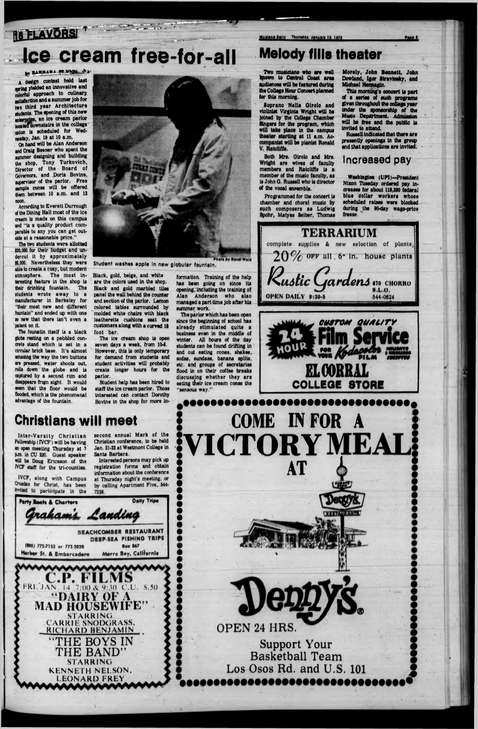**16 FLAVORS**

# Ice cream free-for-all

by BARBARA ...

A design contest held last spring yielded an innovative and colorful approach to culinary satisfaction and a summer job for two third year Architecture students. The opening of this new enterprise, an ice cream parlor located downstairs in the college union is scheduled for Wednesday, Jan. 19 at 10 a.m.

On hand will be Alan Anderson and Craig Beener who spent the summer designing and building the shop, Tony Turkovich, Director of the Board of Governors, and Doris Bovine, supervisor of the parlor. Free sample cones will be offered them between 10 a.m. and 12 noon.

According to Everett Durrough of the Dining Hall most of the ice cream is made on this campus and "is a quality product comparable to any you can get outside at a reasonable price."

The two students were allotted $30,000 for their budget and undercut it by approximately $8,000. Nevertheless they were able to create a cozy, but modern atmosphere. The most interesting feature in the shop is their drinking fountain. The students wrote away to a manufacturer in Berkeley for "their most new and different fountain" and ended up with one so new that there isn't even a patent on it.

The founatin itself is a black globe resting on a pebbled concrete stand which is set in a circular brick base. It's almost amazing the way the two buttons are pressed, water shoots out, rolls down the globe and is captured by a second rim and disappears from sight. It would seem that the floor would be flooded, which is the phenomenal advantage of the fountain.

Photo by Rondi Wald

Student washes apple in new globular fountain.

Black, gold, beige, and white are the colors used in the shop. Black and gold marbled tiles panel the wall behind the counter and section of the parlor. Lemon colored tables surrounded by molded white chairs with black leatherette cushions seat the customers along with a curved 18 foot bar.

The ice cream shop is open seven days a week, from 10-8. However, this is only temporary for demand from students and student activities will probably create longer hours for the parlor.

Student help has been hired to staff the ice cream parlor. Those interested can contact Dorothy Bovine in the shop for more information. Training of the help has been going on since its opening, including the training of Alan Anderson who also managed a part time job after his summer work.

The parlor which has been open since the beginning of school has already stimulated quite a business even in the middle of winter. All hours of the day students can be found drifting in and out eating cones, shakes, sodas, sundaes, banana splits, etc. and groups of secretaries flood in on their coffee breaks discussing whether they are eating their ice cream cones the "sensous way."

# Melody fills theater

Two musicians who are well known to Central Coast area audiences will be featured during the College Hour Concert planned for this morning.

Soprano Nella Girolo and violinist Virginia Wright will be joined by the College Chamber Singers for the program, which will take place in the campus theater starting at 11 a.m. Accompanist will be pianist Ronald V. Ratcliffe.

Both Mrs. Girolo and Mrs. Wright are wives of faculty members and Ratcliffe is a member of the music faculty, as is John G. Russell who is director of the vocal ensemble.

Programmed for the concert is chamber and choral music by such composers as Ludwig Spohr, Matyas Seiber, Thomas Morely, John Bennett, John Dowland, Igor Stravinsky, and Michael Hennagin.

This morning's concert is part of a series of such programs given throughout the college year under the sponsorship of the Music Department. Admission will be free and the public is invited to attend.

Russell indicated that there are presently openings in the group and that applications are invited.

## Increased pay

Washington (UPI)—President Nixon Tuesday ordered pay increases for about 118,330 federal blue collar workers whose scheduled raises were blocked during the 90-day wage-price freeze.

**TERRARIUM**

complete supplies & new selection of plants

20% OFF all 6" in. house plants

*Rustic Gardens* 870 CHORRO S.L.O.

OPEN DAILY 9:30-5 544-0624

CUSTOM QUALITY 24 HOUR Film Service FOR YOUR Kodacolor FILM

EL CORRAL COLLEGE STORE

# Christians will meet

Inter-Varsity Christian Fellowship (IVCF) will be having an open meeting Thursday at 7 p.m. in CU 220. Guest speaker will be Doug Ericsson of the IVCF staff for the tri-counties.

IVCF, along with Campus Crusade for Christ, has been invited to participate in the second annual Mark of the Christian conference, to be held Jan. 21-22 at Westmont College in Santa Barbara.

Interested persons may pick up registration forms and obtain information about the conference at Thursday night's meeting, or by calling Apartment Five, 544-7228.

Party Boats & Charters — Daily Trips

*Graham's Landing*

BEACHCOMBER RESTAURANT
DEEP-SEA FISHING TRIPS

(805) 772-7152 or 772-2020 — Box 867

Harbor St. & Embarcadero — Morro Bay, California

**C.P. FILMS**
FRI. JAN. 14 7:00 & 9:30 C.U. $.50

"DAIRY OF A MAD HOUSEWIFE"
STARRING
CARRIE SNODGRASS,
RICHARD BENJAMIN

"THE BOYS IN THE BAND"
STARRING
KENNETH NELSON,
LEONARD FREY

**COME IN FOR A VICTORY MEAL AT**

**Denny's**

OPEN 24 HRS.

Support Your Basketball Team

Los Osos Rd. and U.S. 101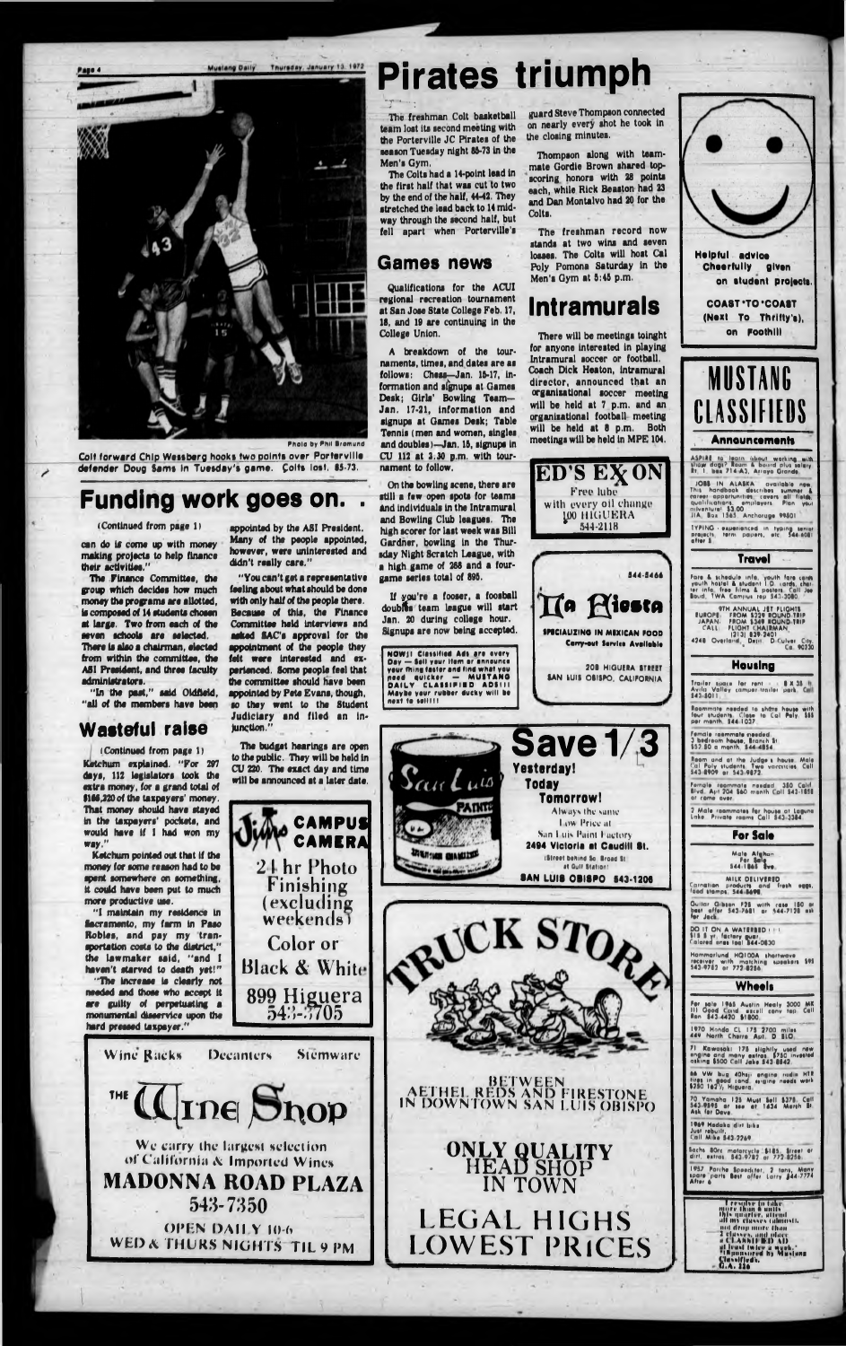# Pirates triumph

Colt forward Chip Wessberg hooks two points over Porterville defender Doug Sams in Tuesday's game. Colts lost, 85-73.

Photo by Phil Bromund

The freshman Colt basketball team lost its second meeting with the Porterville JC Pirates of the season Tuesday night 85-73 in the Men's Gym.

The Colts had a 14-point lead in the first half that was cut to two by the end of the half, 44-42. They stretched the lead back to 14 midway through the second half, but fell apart when Porterville's guard Steve Thompson connected on nearly every shot he took in the closing minutes.

Thompson along with teammate Gordie Brown shared top-scoring honors with 28 points each, while Rick Beaston had 23 and Dan Montalvo had 20 for the Colts.

The freshman record now stands at two wins and seven losses. The Colts will host Cal Poly Pomona Saturday in the Men's Gym at 5:45 p.m.

## Games news

Qualifications for the ACUI regional recreation tournament at San Jose State College Feb. 17, 18, and 19 are continuing in the College Union.

A breakdown of the tournaments, times, and dates are as follows: Chess—Jan. 15-17, information and signups at Games Desk; Girls' Bowling Team—Jan. 17-21, information and signups at Games Desk; Table Tennis (men and women, singles and doubles)—Jan. 15, signups in CU 112 at 3:30 p.m. with tournament to follow.

On the bowling scene, there are still a few open spots for teams and individuals in the Intramural and Bowling Club leagues. The high scorer for last week was Bill Gardner, bowling in the Thursday Night Scratch League, with a high game of 288 and a four-game series total of 899.

If you're a fooser, a foosball doubles team league will start Jan. 20 during college hour. Signups are now being accepted.

NOW!! Classified Ads are every Day — Sell your item or announce your thing faster and find what you need quicker — MUSTANG DAILY CLASSIFIED ADS!!! Maybe your rubber ducky will be next to sell!!!

## Intramurals

There will be meetings tonight for anyone interested in playing Intramural soccer or football. Coach Dick Heaton, Intramural director, announced that an organizational soccer meeting will be held at 7 p.m. and an organizational football meeting will be held at 8 p.m. Both meetings will be held in MPE 104.

# Funding work goes on. . .

(Continued from page 1)

can do is come up with money making projects to help finance their activities."

The Finance Committee, the group which decides how much money the programs are allotted, is composed of 14 students chosen at large. Two from each of the seven schools are selected. There is also a chairman, elected from within the committee, the ASI President, and three faculty administrators.

"In the past," said Oldfield, "all of the members have been appointed by the ASI President. Many of the people appointed, however, were uninterested and didn't really care."

"You can't get a representative feeling about what should be done with only half of the people there. Because of this, the Finance Committee held interviews and asked SAC's approval for the appointment of the people they felt were interested and experienced. Some people feel that the committee should have been appointed by Pete Evans, though, so they went to the Student Judiciary and filed an injunction."

The budget hearings are open to the public. They will be held in CU 220. The exact day and time will be announced at a later date.

## Wasteful raise

(Continued from page 1)

Ketchum explained. "For 297 days, 112 legislators took the extra money, for a grand total of $186,220 of the taxpayers' money. That money should have stayed in the taxpayers' pockets, and would have if I had won my way."

Ketchum pointed out that if the money for some reason had to be spent somewhere on something, it could have been put to much more productive use.

"I maintain my residence in Sacramento, my farm in Paso Robles, and pay my transportation costs to the district," the lawmaker said, "and I haven't starved to death yet!"

"The increase is clearly not needed and those who accept it are guilty of perpetuating a monumental disservice upon the hard pressed taxpayer."

---

**ED'S EXXON**
Free lube with every oil change
100 HIGUERA
544-2118

---

**La Fiesta** 544-5466
SPECIALIZING IN MEXICAN FOOD
Carry-out Service Available
208 HIGUERA STREET
SAN LUIS OBISPO, CALIFORNIA

---

**Jim's CAMPUS CAMERA**
24 hr Photo Finishing (excluding weekends)
Color or Black & White
899 Higuera
543-3705

---

**Save 1/3**
Yesterday!
Today
Tomorrow!
Always the same Low Price at
San Luis Paint Factory
2494 Victoria at Caudill St.
(Street behind So. Broad St at Gulf Station)
SAN LUIS OBISPO 543-1206

---

Wine Racks Decanters Stemware

**THE Wine Shop**

We carry the largest selection of California & Imported Wines

**MADONNA ROAD PLAZA**
543-7350

OPEN DAILY 10-6
WED & THURS NIGHTS TIL 9 PM

---

**TRUCK STORE**

BETWEEN AETHEL REDS AND FIRESTONE IN DOWNTOWN SAN LUIS OBISPO

ONLY QUALITY HEAD SHOP IN TOWN

LEGAL HIGHS
LOWEST PRICES

---

Helpful advice
Cheerfully given
on student projects.

COAST TO COAST
(Next To Thrifty's),
on Foothill

---

# MUSTANG CLASSIFIEDS

### Announcements

ASPIRE to learn about working with shop dogs? Room & board plus salary. St. 1 box 714-A3, Arroyo Grande.

JOBS IN ALASKA available now. This handbook describes summer & career opportunities; covers all fields, qualifications, employers. Plan your adventure! $3.00 JIA, Box 1565, Anchorage 99501

TYPING - experienced in typing senior projects, term papers, etc. 544-6081 after 5

### Travel

Fare & schedule info, youth fare cards, youth hostel & student I.D. cards, charter info, free films & posters. Call Joe Boud, TWA Campus rep 543-3080.

9TH ANNUAL JET FLIGHTS EUROPE: FROM $229 ROUND-TRIP JAPAN: FROM $349 ROUND-TRIP CALL: FLIGHT CHAIRMAN (213) 839-2401 4248 Overland, Dept. D Culver City, Ca. 90230

### Housing

Trailer space for rent - - 8 X 35 ft. Avila Valley camper-trailer park. Call 543-5011.

Roommate needed to share house with four students. Close to Cal Poly. $55 per month. 544-1037

Female roommate needed. 3 bedroom house, Branch St. $57.50 a month. 544-4854

Room and at the Judge's house. Male Cal Poly students. Two vacancies. Call 543-8909 or 543-9872

Female roommate needed. 350 Calif. Blvd. Apt 204 $60 month Call 543-1858 or come over.

2 Male roommates for house at Laguna Lake. Private rooms Call 543-3384

### For Sale

Male Afghan For Sale 544-1865 Eve.

MILK DELIVERED Carnation products and fresh eggs, food stamps. 544-5698

Guitar Gibson 125 with case 180 or best offer 543-7681 or 544-7128 ask for Jack

DO IT ON A WATERBED !!! $15 5 yr. factory guar. Colored ones too! 544-0830

Hammarlund HQ100A shortwave receiver with matching speakers $95 543-9787 or 772-8256

### Wheels

For sale 1965 Austin Healy 3000 MK III Good Cond. excell conv top. Call Ron 543-4430 $1800.

1970 Honda CL 175 2700 miles 449 North Chorro Apt. D SLO.

71 Kawasaki 175 slightly used new engine and many extras $750 invested asking $500 Call Jake 543-8842

66 VW bug, 40hp, engine radio HTR tires in good cond. engine needs work $250 1621 Higuera

70 Yamaha 125 Must Sell $375. Call 543-9898 or see at 1634 Marsh St. Ask for Dave.

1969 Hodaka dirt bike Just rebuilt, Call Mike 543-2269

Sachs 80cc motorcycle $185. Street or dirt, extras 543-9787 or 772-8256.

1957 Porche Speedster, 2 tops, Many spare parts Best offer Larry 544-7774 After 6

I resolve to take more than 6 units this quarter, attend all my classes (almost), not drop more than 2 classes, and place a CLASSIFIED AD at least twice a week. *Sponsored by Mustang Classifieds. G.A. 226